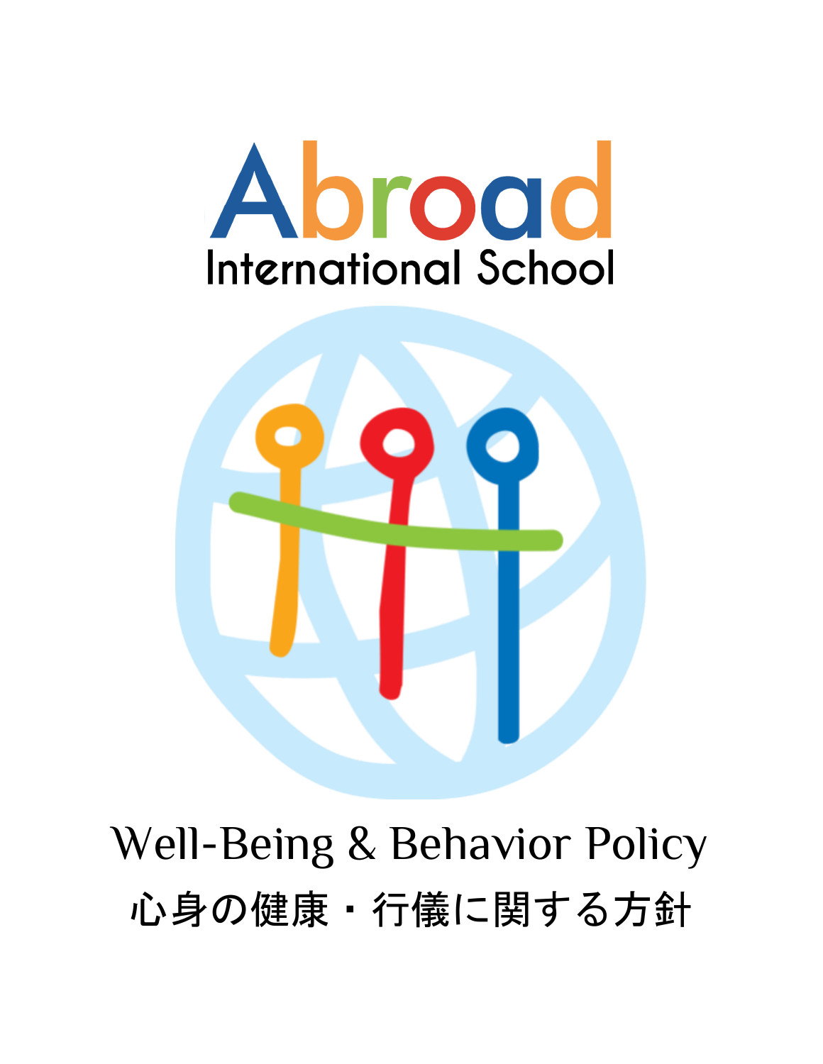# Abroad International School

# Well-Being & Behavior Policy

# 心身の健康・行儀に関する方針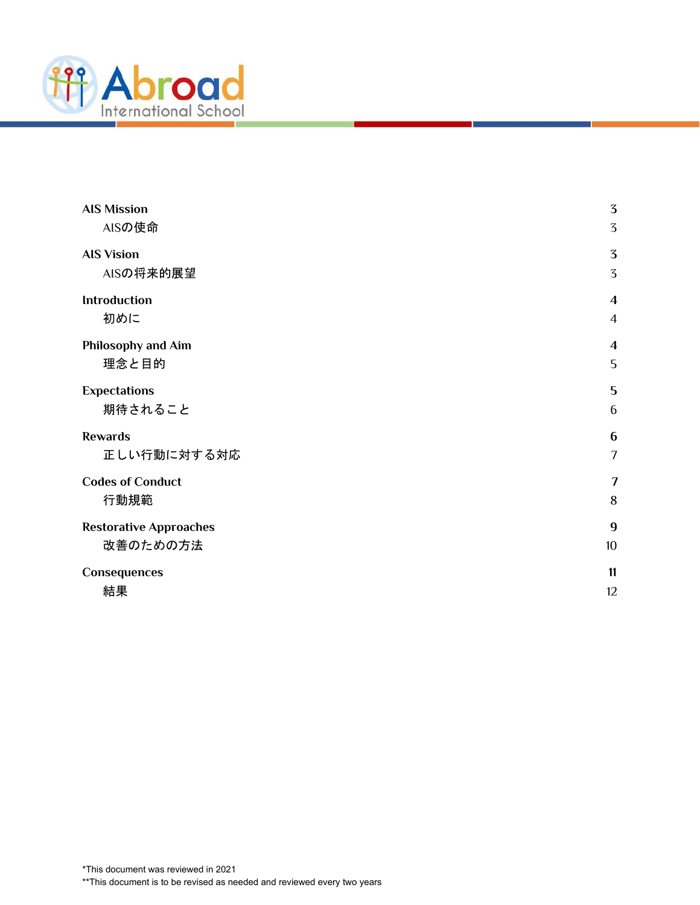Abroad International School

| | |
|---|---|
| **AIS Mission** | **3** |
| AISの使命 | 3 |
| **AIS Vision** | **3** |
| AISの将来的展望 | 3 |
| **Introduction** | **4** |
| 初めに | 4 |
| **Philosophy and Aim** | **4** |
| 理念と目的 | 5 |
| **Expectations** | **5** |
| 期待されること | 6 |
| **Rewards** | **6** |
| 正しい行動に対する対応 | 7 |
| **Codes of Conduct** | **7** |
| 行動規範 | 8 |
| **Restorative Approaches** | **9** |
| 改善のための方法 | 10 |
| **Consequences** | **11** |
| 結果 | 12 |

*This document was reviewed in 2021

**This document is to be revised as needed and reviewed every two years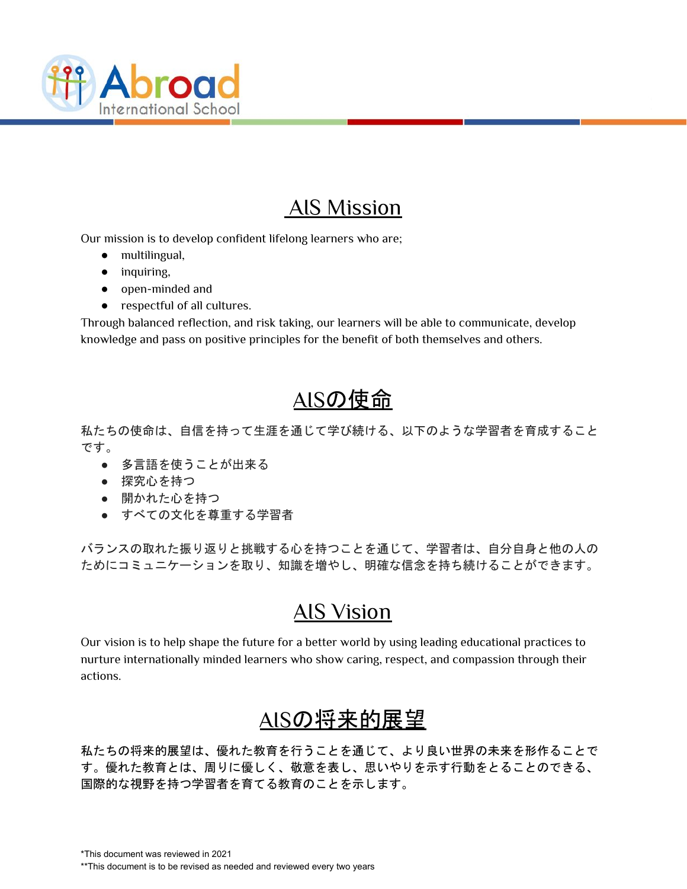Abroad International School

## AIS Mission

Our mission is to develop confident lifelong learners who are;

- multilingual,
- inquiring,
- open-minded and
- respectful of all cultures.

Through balanced reflection, and risk taking, our learners will be able to communicate, develop knowledge and pass on positive principles for the benefit of both themselves and others.

## AISの使命

私たちの使命は、自信を持って生涯を通じて学び続ける、以下のような学習者を育成することです。

- 多言語を使うことが出来る
- 探究心を持つ
- 開かれた心を持つ
- すべての文化を尊重する学習者

バランスの取れた振り返りと挑戦する心を持つことを通じて、学習者は、自分自身と他の人のためにコミュニケーションを取り、知識を増やし、明確な信念を持ち続けることができます。

## AIS Vision

Our vision is to help shape the future for a better world by using leading educational practices to nurture internationally minded learners who show caring, respect, and compassion through their actions.

## AISの将来的展望

私たちの将来的展望は、優れた教育を行うことを通じて、より良い世界の未来を形作ることです。優れた教育とは、周りに優しく、敬意を表し、思いやりを示す行動をとることのできる、国際的な視野を持つ学習者を育てる教育のことを示します。

*This document was reviewed in 2021

**This document is to be revised as needed and reviewed every two years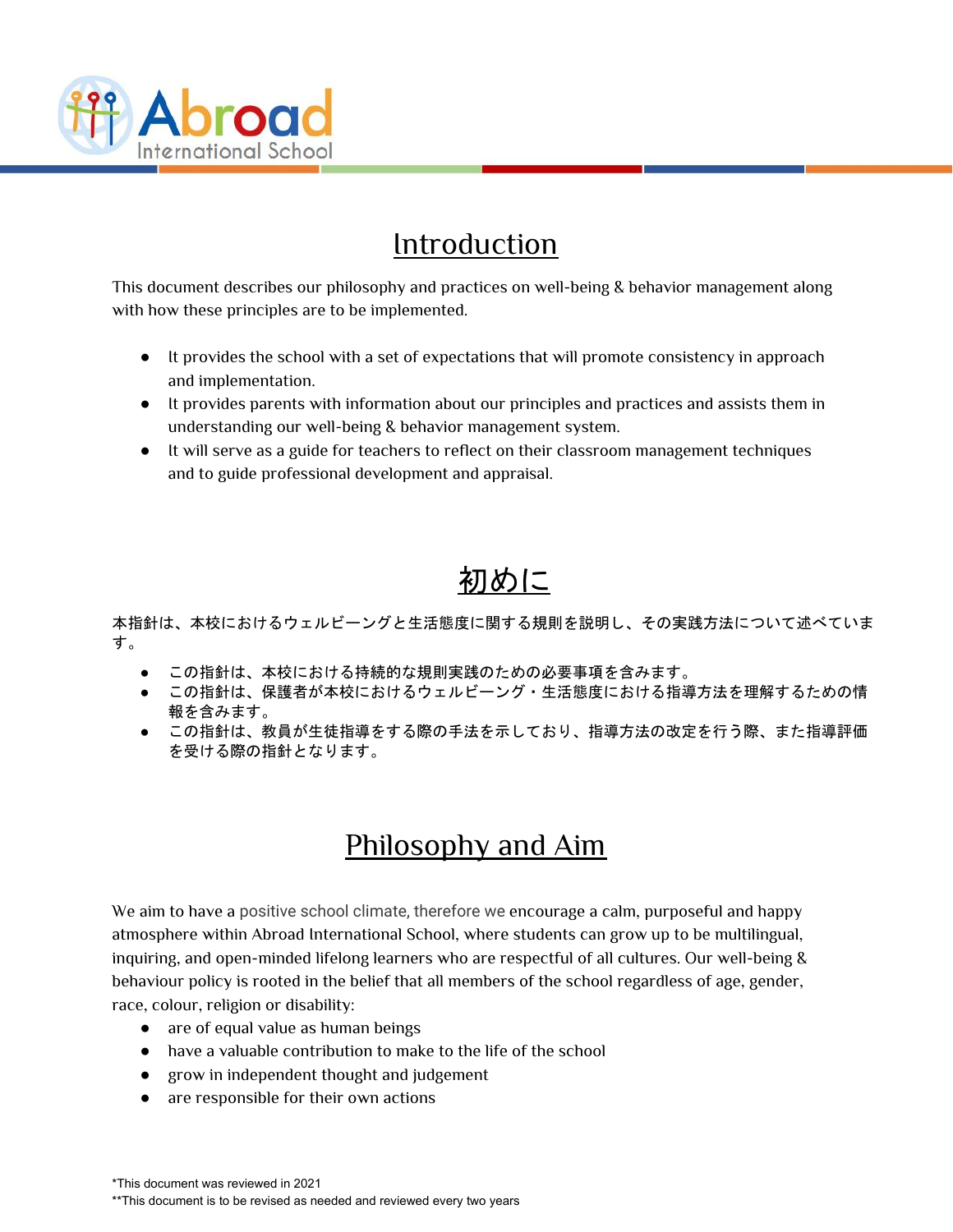## Introduction

This document describes our philosophy and practices on well-being & behavior management along with how these principles are to be implemented.

- It provides the school with a set of expectations that will promote consistency in approach and implementation.
- It provides parents with information about our principles and practices and assists them in understanding our well-being & behavior management system.
- It will serve as a guide for teachers to reflect on their classroom management techniques and to guide professional development and appraisal.

## 初めに

本指針は、本校におけるウェルビーングと生活態度に関する規則を説明し、その実践方法について述べています。

- この指針は、本校における持続的な規則実践のための必要事項を含みます。
- この指針は、保護者が本校におけるウェルビーング・生活態度における指導方法を理解するための情報を含みます。
- この指針は、教員が生徒指導をする際の手法を示しており、指導方法の改定を行う際、また指導評価を受ける際の指針となります。

## Philosophy and Aim

We aim to have a positive school climate, therefore we encourage a calm, purposeful and happy atmosphere within Abroad International School, where students can grow up to be multilingual, inquiring, and open-minded lifelong learners who are respectful of all cultures. Our well-being & behaviour policy is rooted in the belief that all members of the school regardless of age, gender, race, colour, religion or disability:

- are of equal value as human beings
- have a valuable contribution to make to the life of the school
- grow in independent thought and judgement
- are responsible for their own actions

*This document was reviewed in 2021
**This document is to be revised as needed and reviewed every two years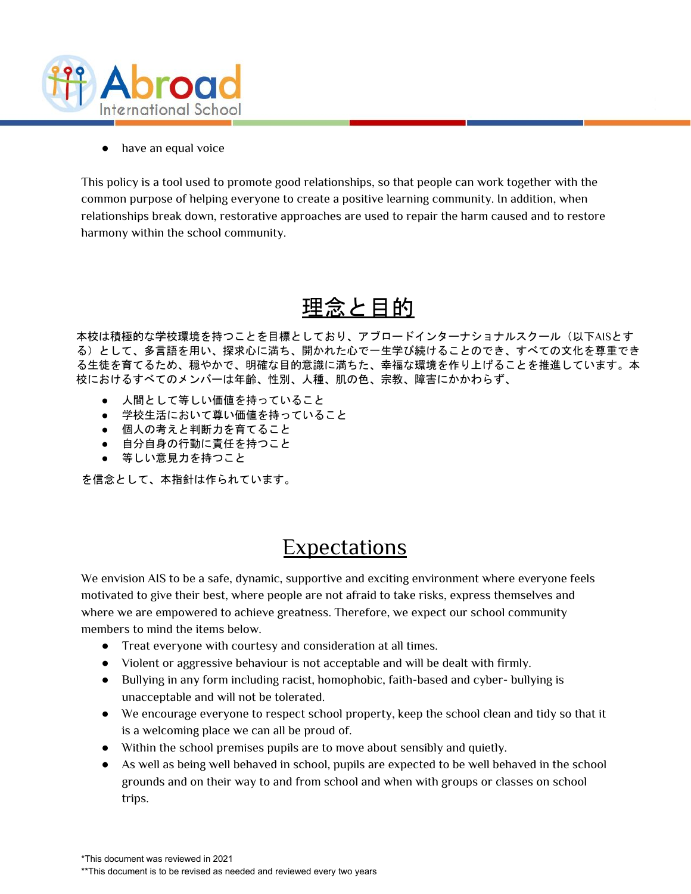- have an equal voice

This policy is a tool used to promote good relationships, so that people can work together with the common purpose of helping everyone to create a positive learning community. In addition, when relationships break down, restorative approaches are used to repair the harm caused and to restore harmony within the school community.

## 理念と目的

本校は積極的な学校環境を持つことを目標としており、アブロードインターナショナルスクール（以下AISとする）として、多言語を用い、探求心に満ち、開かれた心で一生学び続けることのでき、すべての文化を尊重できる生徒を育てるため、穏やかで、明確な目的意識に満ちた、幸福な環境を作り上げることを推進しています。本校におけるすべてのメンバーは年齢、性別、人種、肌の色、宗教、障害にかかわらず、

- 人間として等しい価値を持っていること
- 学校生活において尊い価値を持っていること
- 個人の考えと判断力を育てること
- 自分自身の行動に責任を持つこと
- 等しい意見力を持つこと

を信念として、本指針は作られています。

## Expectations

We envision AIS to be a safe, dynamic, supportive and exciting environment where everyone feels motivated to give their best, where people are not afraid to take risks, express themselves and where we are empowered to achieve greatness. Therefore, we expect our school community members to mind the items below.

- Treat everyone with courtesy and consideration at all times.
- Violent or aggressive behaviour is not acceptable and will be dealt with firmly.
- Bullying in any form including racist, homophobic, faith-based and cyber- bullying is unacceptable and will not be tolerated.
- We encourage everyone to respect school property, keep the school clean and tidy so that it is a welcoming place we can all be proud of.
- Within the school premises pupils are to move about sensibly and quietly.
- As well as being well behaved in school, pupils are expected to be well behaved in the school grounds and on their way to and from school and when with groups or classes on school trips.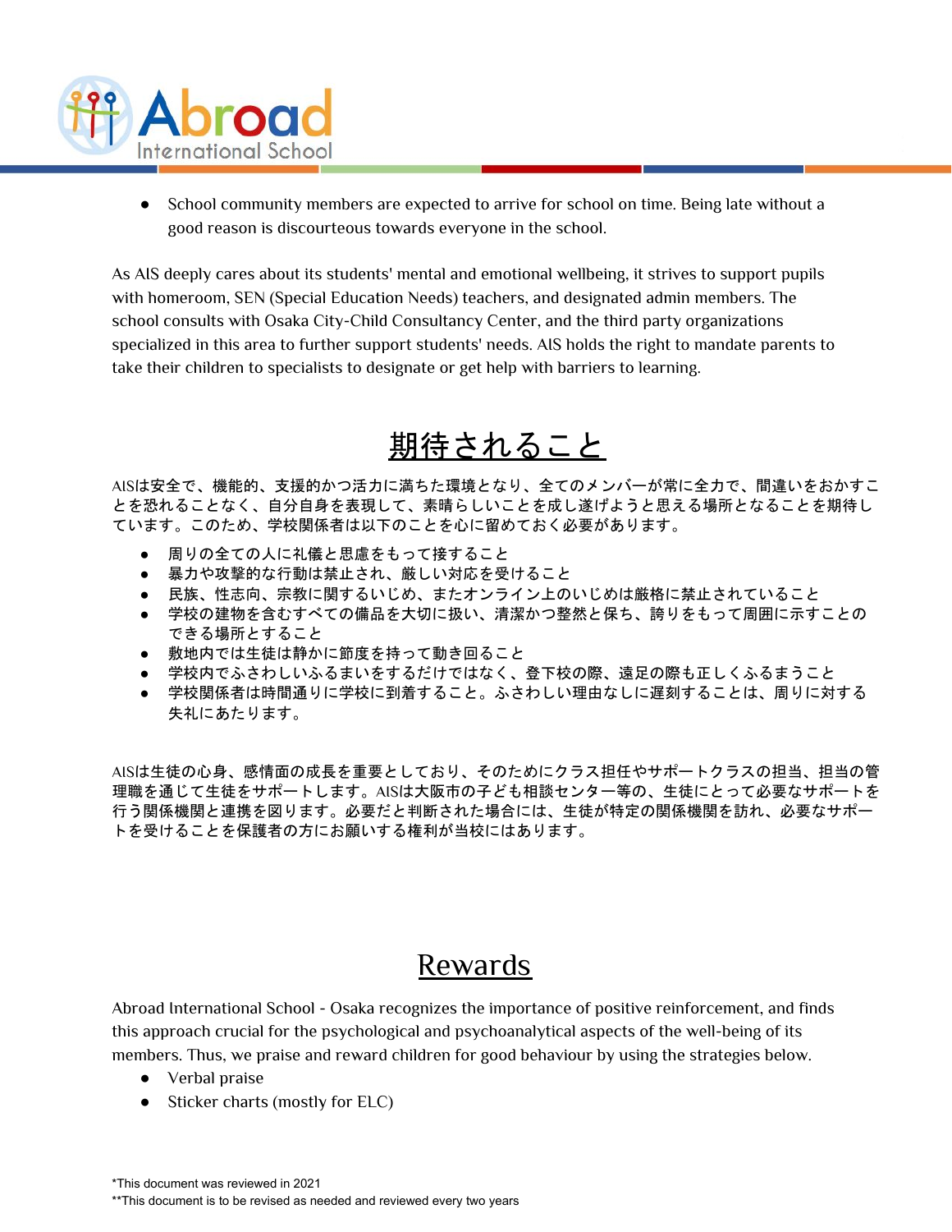- School community members are expected to arrive for school on time. Being late without a good reason is discourteous towards everyone in the school.

As AIS deeply cares about its students' mental and emotional wellbeing, it strives to support pupils with homeroom, SEN (Special Education Needs) teachers, and designated admin members. The school consults with Osaka City-Child Consultancy Center, and the third party organizations specialized in this area to further support students' needs. AIS holds the right to mandate parents to take their children to specialists to designate or get help with barriers to learning.

## 期待されること

AISは安全で、機能的、支援的かつ活力に満ちた環境となり、全てのメンバーが常に全力で、間違いをおかすことを恐れることなく、自分自身を表現して、素晴らしいことを成し遂げようと思える場所となることを期待しています。このため、学校関係者は以下のことを心に留めておく必要があります。

- 周りの全ての人に礼儀と思慮をもって接すること
- 暴力や攻撃的な行動は禁止され、厳しい対応を受けること
- 民族、性志向、宗教に関するいじめ、またオンライン上のいじめは厳格に禁止されていること
- 学校の建物を含むすべての備品を大切に扱い、清潔かつ整然と保ち、誇りをもって周囲に示すことのできる場所とすること
- 敷地内では生徒は静かに節度を持って動き回ること
- 学校内でふさわしいふるまいをするだけではなく、登下校の際、遠足の際も正しくふるまうこと
- 学校関係者は時間通りに学校に到着すること。ふさわしい理由なしに遅刻することは、周りに対する失礼にあたります。

AISは生徒の心身、感情面の成長を重要としており、そのためにクラス担任やサポートクラスの担当、担当の管理職を通じて生徒をサポートします。AISは大阪市の子ども相談センター等の、生徒にとって必要なサポートを行う関係機関と連携を図ります。必要だと判断された場合には、生徒が特定の関係機関を訪れ、必要なサポートを受けることを保護者の方にお願いする権利が当校にはあります。

## Rewards

Abroad International School - Osaka recognizes the importance of positive reinforcement, and finds this approach crucial for the psychological and psychoanalytical aspects of the well-being of its members. Thus, we praise and reward children for good behaviour by using the strategies below.

- Verbal praise
- Sticker charts (mostly for ELC)

*This document was reviewed in 2021
**This document is to be revised as needed and reviewed every two years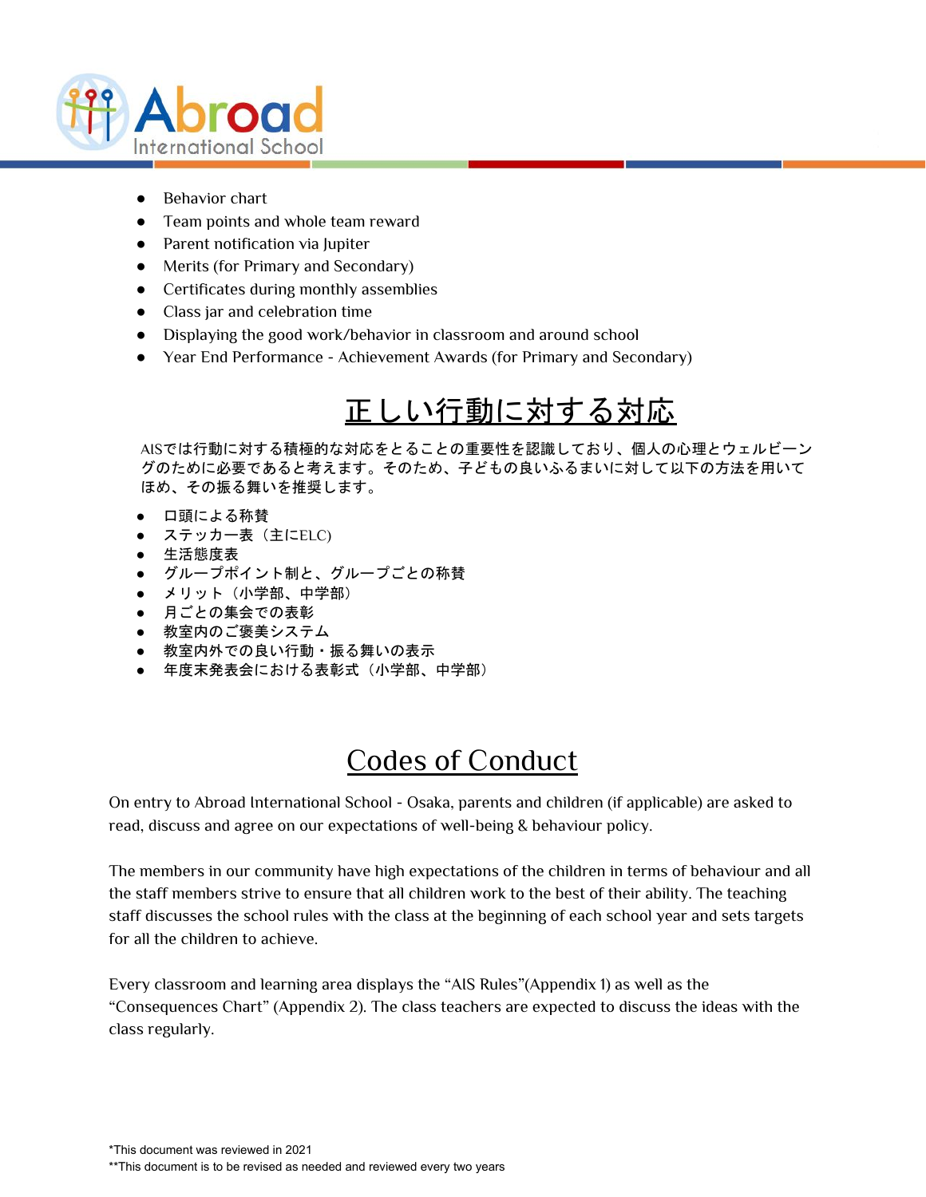- Behavior chart
- Team points and whole team reward
- Parent notification via Jupiter
- Merits (for Primary and Secondary)
- Certificates during monthly assemblies
- Class jar and celebration time
- Displaying the good work/behavior in classroom and around school
- Year End Performance - Achievement Awards (for Primary and Secondary)

## 正しい行動に対する対応

AISでは行動に対する積極的な対応をとることの重要性を認識しており、個人の心理とウェルビーングのために必要であると考えます。そのため、子どもの良いふるまいに対して以下の方法を用いてほめ、その振る舞いを推奨します。

- 口頭による称賛
- ステッカー表（主にELC)
- 生活態度表
- グループポイント制と、グループごとの称賛
- メリット（小学部、中学部）
- 月ごとの集会での表彰
- 教室内のご褒美システム
- 教室内外での良い行動・振る舞いの表示
- 年度末発表会における表彰式（小学部、中学部）

## Codes of Conduct

On entry to Abroad International School - Osaka, parents and children (if applicable) are asked to read, discuss and agree on our expectations of well-being & behaviour policy.

The members in our community have high expectations of the children in terms of behaviour and all the staff members strive to ensure that all children work to the best of their ability. The teaching staff discusses the school rules with the class at the beginning of each school year and sets targets for all the children to achieve.

Every classroom and learning area displays the "AIS Rules"(Appendix 1) as well as the "Consequences Chart" (Appendix 2). The class teachers are expected to discuss the ideas with the class regularly.

*This document was reviewed in 2021
**This document is to be revised as needed and reviewed every two years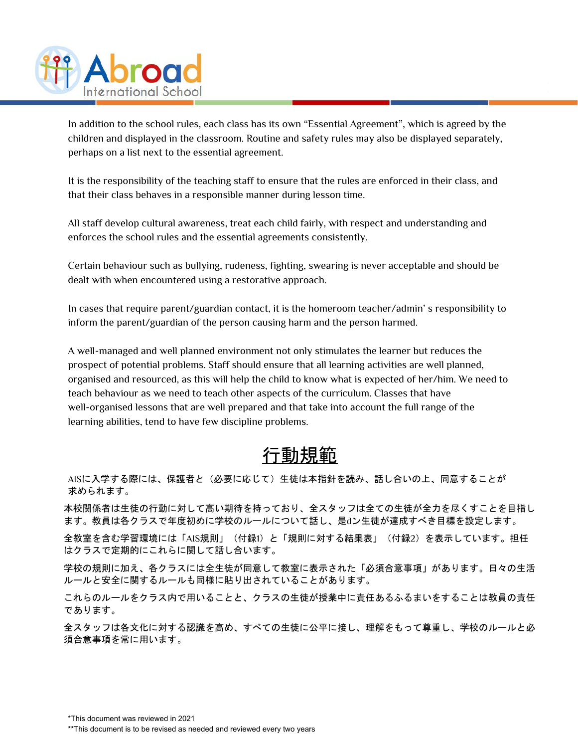In addition to the school rules, each class has its own “Essential Agreement”, which is agreed by the children and displayed in the classroom. Routine and safety rules may also be displayed separately, perhaps on a list next to the essential agreement.

It is the responsibility of the teaching staff to ensure that the rules are enforced in their class, and that their class behaves in a responsible manner during lesson time.

All staff develop cultural awareness, treat each child fairly, with respect and understanding and enforces the school rules and the essential agreements consistently.

Certain behaviour such as bullying, rudeness, fighting, swearing is never acceptable and should be dealt with when encountered using a restorative approach.

In cases that require parent/guardian contact, it is the homeroom teacher/admin’ s responsibility to inform the parent/guardian of the person causing harm and the person harmed.

A well-managed and well planned environment not only stimulates the learner but reduces the prospect of potential problems. Staff should ensure that all learning activities are well planned, organised and resourced, as this will help the child to know what is expected of her/him. We need to teach behaviour as we need to teach other aspects of the curriculum. Classes that have well-organised lessons that are well prepared and that take into account the full range of the learning abilities, tend to have few discipline problems.

## 行動規範

AISに入学する際には、保護者と（必要に応じて）生徒は本指針を読み、話し合いの上、同意することが求められます。

本校関係者は生徒の行動に対して高い期待を持っており、全スタッフは全ての生徒が全力を尽くすことを目指します。教員は各クラスで年度初めに学校のルールについて話し、是dン生徒が達成すべき目標を設定します。

全教室を含む学習環境には「AIS規則」（付録1）と「規則に対する結果表」（付録2）を表示しています。担任はクラスで定期的にこれらに関して話し合います。

学校の規則に加え、各クラスには全生徒が同意して教室に表示された「必須合意事項」があります。日々の生活ルールと安全に関するルールも同様に貼り出されていることがあります。

これらのルールをクラス内で用いることと、クラスの生徒が授業中に責任あるふるまいをすることは教員の責任であります。

全スタッフは各文化に対する認識を高め、すべての生徒に公平に接し、理解をもって尊重し、学校のルールと必須合意事項を常に用います。

*This document was reviewed in 2021

**This document is to be revised as needed and reviewed every two years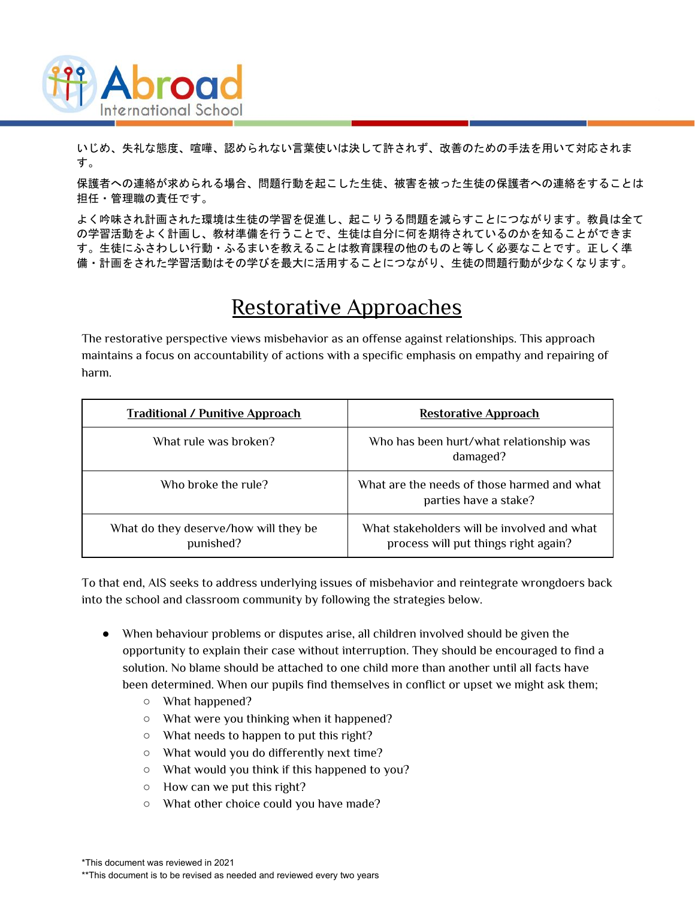いじめ、失礼な態度、喧嘩、認められない言葉使いは決して許されず、改善のための手法を用いて対応されます。

保護者への連絡が求められる場合、問題行動を起こした生徒、被害を被った生徒の保護者への連絡をすることは担任・管理職の責任です。

よく吟味され計画された環境は生徒の学習を促進し、起こりうる問題を減らすことにつながります。教員は全ての学習活動をよく計画し、教材準備を行うことで、生徒は自分に何を期待されているのかを知ることができます。生徒にふさわしい行動・ふるまいを教えることは教育課程の他のものと等しく必要なことです。正しく準備・計画をされた学習活動はその学びを最大に活用することにつながり、生徒の問題行動が少なくなります。

# Restorative Approaches

The restorative perspective views misbehavior as an offense against relationships. This approach maintains a focus on accountability of actions with a specific emphasis on empathy and repairing of harm.

| Traditional / Punitive Approach | Restorative Approach |
|---|---|
| What rule was broken? | Who has been hurt/what relationship was damaged? |
| Who broke the rule? | What are the needs of those harmed and what parties have a stake? |
| What do they deserve/how will they be punished? | What stakeholders will be involved and what process will put things right again? |

To that end, AIS seeks to address underlying issues of misbehavior and reintegrate wrongdoers back into the school and classroom community by following the strategies below.

- When behaviour problems or disputes arise, all children involved should be given the opportunity to explain their case without interruption. They should be encouraged to find a solution. No blame should be attached to one child more than another until all facts have been determined. When our pupils find themselves in conflict or upset we might ask them;
  - What happened?
  - What were you thinking when it happened?
  - What needs to happen to put this right?
  - What would you do differently next time?
  - What would you think if this happened to you?
  - How can we put this right?
  - What other choice could you have made?

*This document was reviewed in 2021
**This document is to be revised as needed and reviewed every two years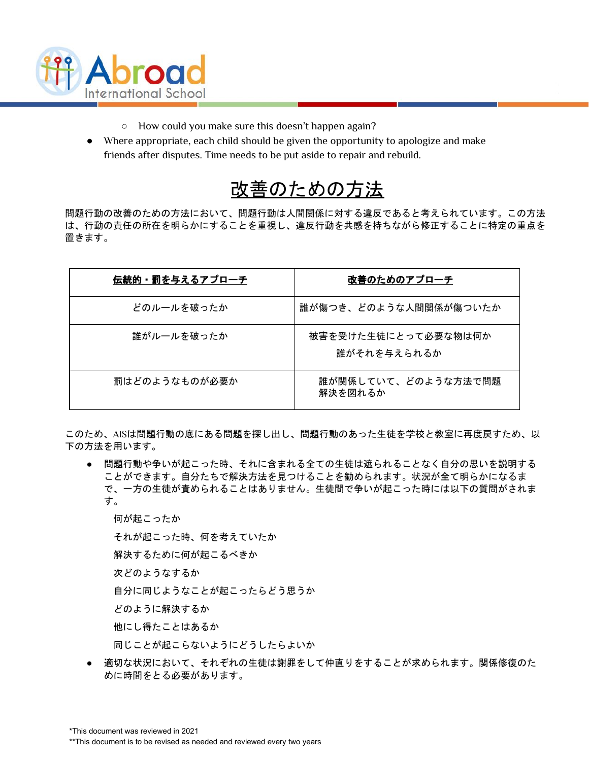- How could you make sure this doesn't happen again?
- Where appropriate, each child should be given the opportunity to apologize and make friends after disputes. Time needs to be put aside to repair and rebuild.

## 改善のための方法

問題行動の改善のための方法において、問題行動は人間関係に対する違反であると考えられています。この方法は、行動の責任の所在を明らかにすることを重視し、違反行動を共感を持ちながら修正することに特定の重点を置きます。

| 伝統的・罰を与えるアプローチ | 改善のためのアプローチ |
|---|---|
| どのルールを破ったか | 誰が傷つき、どのような人間関係が傷ついたか |
| 誰がルールを破ったか | 被害を受けた生徒にとって必要な物は何か<br>誰がそれを与えられるか |
| 罰はどのようなものが必要か | 誰が関係していて、どのような方法で問題解決を図れるか |

このため、AISは問題行動の底にある問題を探し出し、問題行動のあった生徒を学校と教室に再度戻すため、以下の方法を用います。

- 問題行動や争いが起こった時、それに含まれる全ての生徒は遮られることなく自分の思いを説明することができます。自分たちで解決方法を見つけることを勧められます。状況が全て明らかになるまで、一方の生徒が責められることはありません。生徒間で争いが起こった時には以下の質問がされます。

  何が起こったか

  それが起こった時、何を考えていたか

  解決するために何が起こるべきか

  次どのようなするか

  自分に同じようなことが起こったらどう思うか

  どのように解決するか

  他にし得たことはあるか

  同じことが起こらないようにどうしたらよいか

- 適切な状況において、それぞれの生徒は謝罪をして仲直りをすることが求められます。関係修復のために時間をとる必要があります。

*This document was reviewed in 2021

**This document is to be revised as needed and reviewed every two years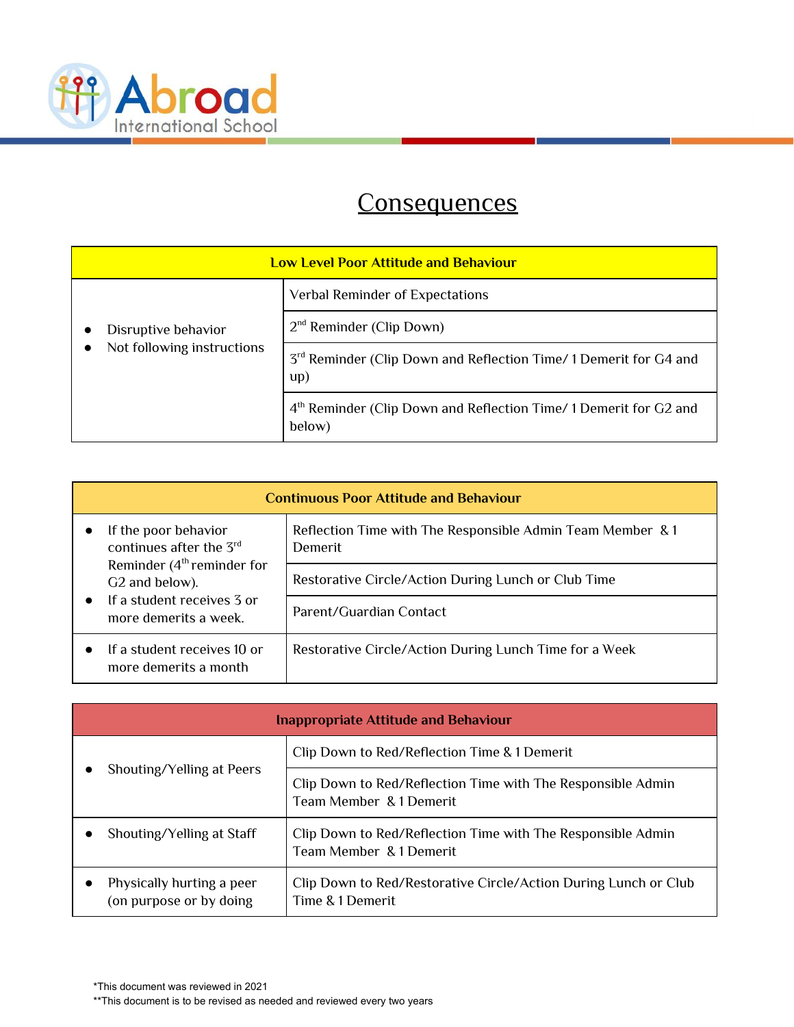Abroad International School

# Consequences

| Low Level Poor Attitude and Behaviour | |
|---|---|
| • Disruptive behavior<br>• Not following instructions | Verbal Reminder of Expectations |
| | 2nd Reminder (Clip Down) |
| | 3rd Reminder (Clip Down and Reflection Time/ 1 Demerit for G4 and up) |
| | 4th Reminder (Clip Down and Reflection Time/ 1 Demerit for G2 and below) |

| Continuous Poor Attitude and Behaviour | |
|---|---|
| • If the poor behavior continues after the 3rd Reminder (4th reminder for G2 and below).<br>• If a student receives 3 or more demerits a week. | Reflection Time with The Responsible Admin Team Member & 1 Demerit |
| | Restorative Circle/Action During Lunch or Club Time |
| | Parent/Guardian Contact |
| • If a student receives 10 or more demerits a month | Restorative Circle/Action During Lunch Time for a Week |

| Inappropriate Attitude and Behaviour | |
|---|---|
| • Shouting/Yelling at Peers | Clip Down to Red/Reflection Time & 1 Demerit |
| | Clip Down to Red/Reflection Time with The Responsible Admin Team Member & 1 Demerit |
| • Shouting/Yelling at Staff | Clip Down to Red/Reflection Time with The Responsible Admin Team Member & 1 Demerit |
| • Physically hurting a peer (on purpose or by doing | Clip Down to Red/Restorative Circle/Action During Lunch or Club Time & 1 Demerit |

*This document was reviewed in 2021

**This document is to be revised as needed and reviewed every two years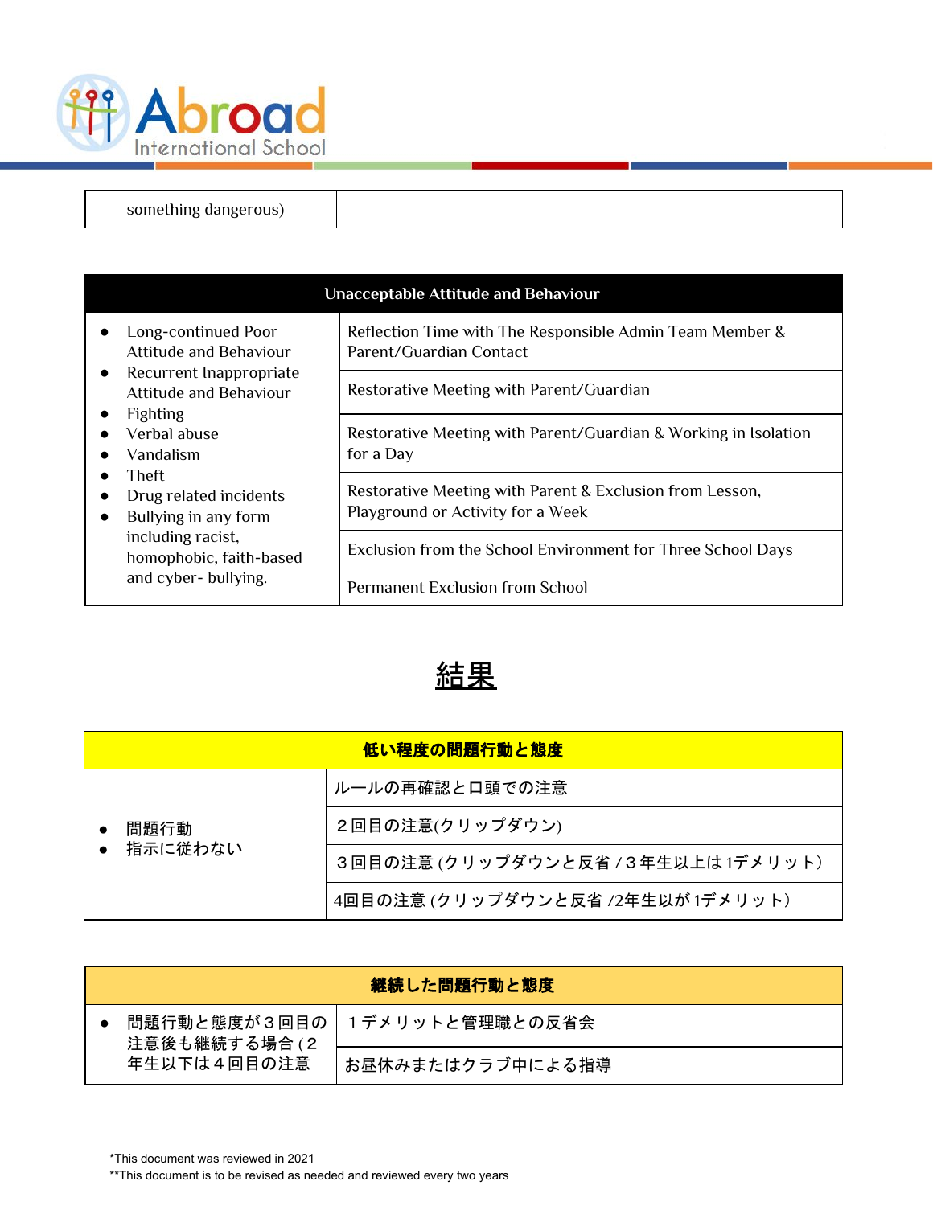| something dangerous) | |
|---|---|

| Unacceptable Attitude and Behaviour | |
|---|---|
| • Long-continued Poor Attitude and Behaviour<br>• Recurrent Inappropriate Attitude and Behaviour<br>• Fighting<br>• Verbal abuse<br>• Vandalism<br>• Theft<br>• Drug related incidents<br>• Bullying in any form including racist, homophobic, faith-based and cyber- bullying. | Reflection Time with The Responsible Admin Team Member & Parent/Guardian Contact |
| | Restorative Meeting with Parent/Guardian |
| | Restorative Meeting with Parent/Guardian & Working in Isolation for a Day |
| | Restorative Meeting with Parent & Exclusion from Lesson, Playground or Activity for a Week |
| | Exclusion from the School Environment for Three School Days |
| | Permanent Exclusion from School |

# 結果

| 低い程度の問題行動と態度 | |
|---|---|
| • 問題行動<br>• 指示に従わない | ルールの再確認と口頭での注意 |
| | ２回目の注意(クリップダウン) |
| | ３回目の注意 (クリップダウンと反省 / ３年生以上は 1デメリット) |
| | 4回目の注意 (クリップダウンと反省 /2年生以が 1デメリット) |

| 継続した問題行動と態度 | |
|---|---|
| • 問題行動と態度が３回目の注意後も継続する場合 (２年生以下は４回目の注意 | １デメリットと管理職との反省会 |
| | お昼休みまたはクラブ中による指導 |

*This document was reviewed in 2021

**This document is to be revised as needed and reviewed every two years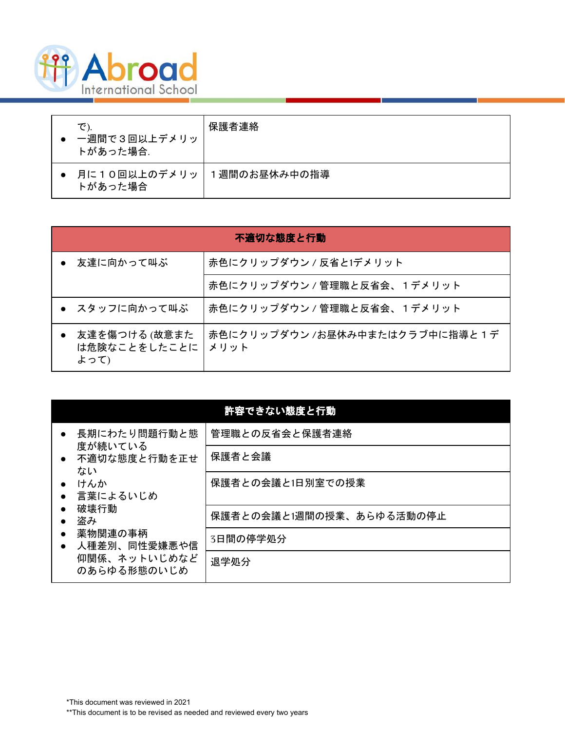| | |
|---|---|
| で).<br>● 一週間で３回以上デメリットがあった場合. | 保護者連絡 |
| ● 月に１０回以上のデメリットがあった場合 | １週間のお昼休み中の指導 |

| 不適切な態度と行動 | |
|---|---|
| ● 友達に向かって叫ぶ | 赤色にクリップダウン / 反省と1デメリット |
| | 赤色にクリップダウン / 管理職と反省会、１デメリット |
| ● スタッフに向かって叫ぶ | 赤色にクリップダウン / 管理職と反省会、１デメリット |
| ● 友達を傷つける (故意または危険なことをしたことによって) | 赤色にクリップダウン /お昼休み中またはクラブ中に指導と１デメリット |

| 許容できない態度と行動 | |
|---|---|
| ● 長期にわたり問題行動と態度が続いている<br>● 不適切な態度と行動を正せない<br>● けんか<br>● 言葉によるいじめ<br>● 破壊行動<br>● 盗み<br>● 薬物関連の事柄<br>● 人種差別、同性愛嫌悪や信仰関係、ネットいじめなどのあらゆる形態のいじめ | 管理職との反省会と保護者連絡 |
| | 保護者と会議 |
| | 保護者との会議と1日別室での授業 |
| | 保護者との会議と1週間の授業、あらゆる活動の停止 |
| | 3日間の停学処分 |
| | 退学処分 |

*This document was reviewed in 2021
**This document is to be revised as needed and reviewed every two years